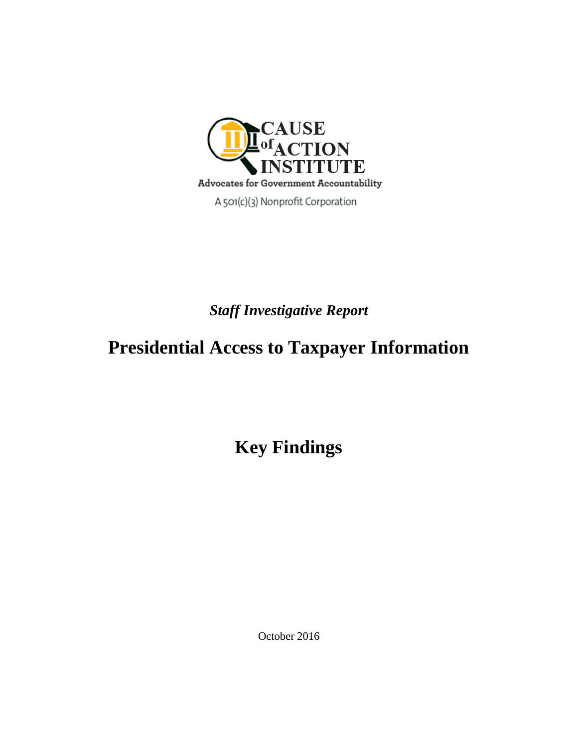CAUSE of ACTION INSTITUTE

Advocates for Government Accountability

A 501(c)(3) Nonprofit Corporation

*Staff Investigative Report*

# Presidential Access to Taxpayer Information

## Key Findings

October 2016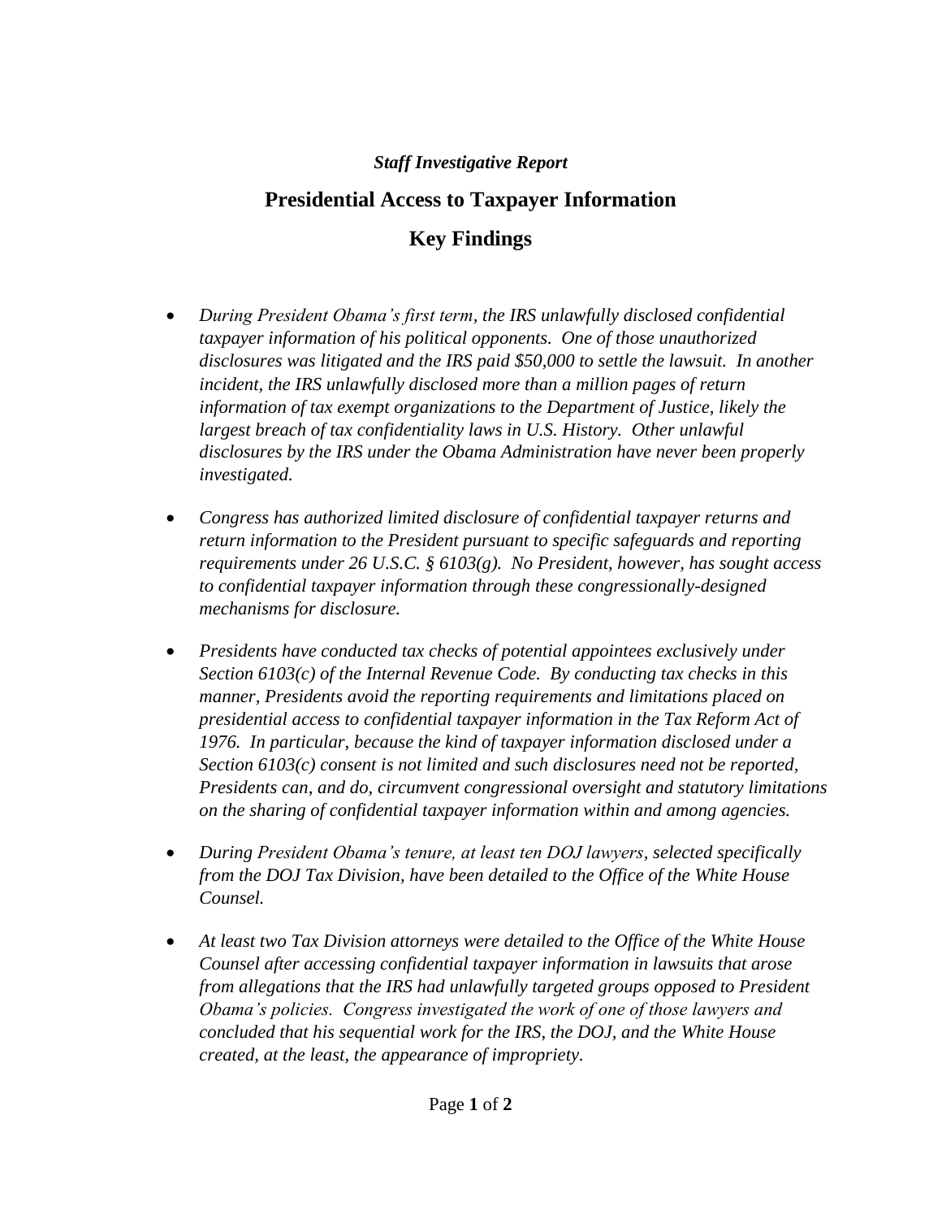*Staff Investigative Report*

# Presidential Access to Taxpayer Information

## Key Findings

- *During President Obama's first term, the IRS unlawfully disclosed confidential taxpayer information of his political opponents. One of those unauthorized disclosures was litigated and the IRS paid $50,000 to settle the lawsuit. In another incident, the IRS unlawfully disclosed more than a million pages of return information of tax exempt organizations to the Department of Justice, likely the largest breach of tax confidentiality laws in U.S. History. Other unlawful disclosures by the IRS under the Obama Administration have never been properly investigated.*

- *Congress has authorized limited disclosure of confidential taxpayer returns and return information to the President pursuant to specific safeguards and reporting requirements under 26 U.S.C. § 6103(g). No President, however, has sought access to confidential taxpayer information through these congressionally-designed mechanisms for disclosure.*

- *Presidents have conducted tax checks of potential appointees exclusively under Section 6103(c) of the Internal Revenue Code. By conducting tax checks in this manner, Presidents avoid the reporting requirements and limitations placed on presidential access to confidential taxpayer information in the Tax Reform Act of 1976. In particular, because the kind of taxpayer information disclosed under a Section 6103(c) consent is not limited and such disclosures need not be reported, Presidents can, and do, circumvent congressional oversight and statutory limitations on the sharing of confidential taxpayer information within and among agencies.*

- *During President Obama's tenure, at least ten DOJ lawyers, selected specifically from the DOJ Tax Division, have been detailed to the Office of the White House Counsel.*

- *At least two Tax Division attorneys were detailed to the Office of the White House Counsel after accessing confidential taxpayer information in lawsuits that arose from allegations that the IRS had unlawfully targeted groups opposed to President Obama's policies. Congress investigated the work of one of those lawyers and concluded that his sequential work for the IRS, the DOJ, and the White House created, at the least, the appearance of impropriety.*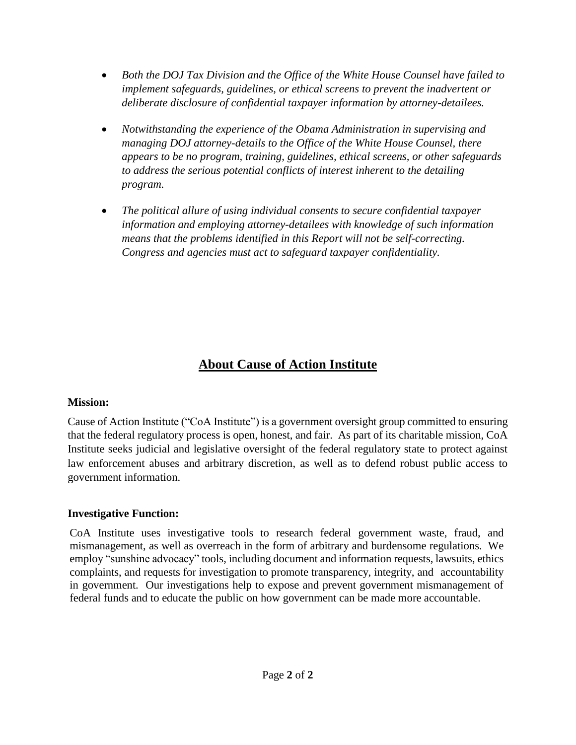- *Both the DOJ Tax Division and the Office of the White House Counsel have failed to implement safeguards, guidelines, or ethical screens to prevent the inadvertent or deliberate disclosure of confidential taxpayer information by attorney-detailees.*

- *Notwithstanding the experience of the Obama Administration in supervising and managing DOJ attorney-details to the Office of the White House Counsel, there appears to be no program, training, guidelines, ethical screens, or other safeguards to address the serious potential conflicts of interest inherent to the detailing program.*

- *The political allure of using individual consents to secure confidential taxpayer information and employing attorney-detailees with knowledge of such information means that the problems identified in this Report will not be self-correcting. Congress and agencies must act to safeguard taxpayer confidentiality.*

## About Cause of Action Institute

**Mission:**

Cause of Action Institute ("CoA Institute") is a government oversight group committed to ensuring that the federal regulatory process is open, honest, and fair. As part of its charitable mission, CoA Institute seeks judicial and legislative oversight of the federal regulatory state to protect against law enforcement abuses and arbitrary discretion, as well as to defend robust public access to government information.

**Investigative Function:**

CoA Institute uses investigative tools to research federal government waste, fraud, and mismanagement, as well as overreach in the form of arbitrary and burdensome regulations. We employ "sunshine advocacy" tools, including document and information requests, lawsuits, ethics complaints, and requests for investigation to promote transparency, integrity, and accountability in government. Our investigations help to expose and prevent government mismanagement of federal funds and to educate the public on how government can be made more accountable.